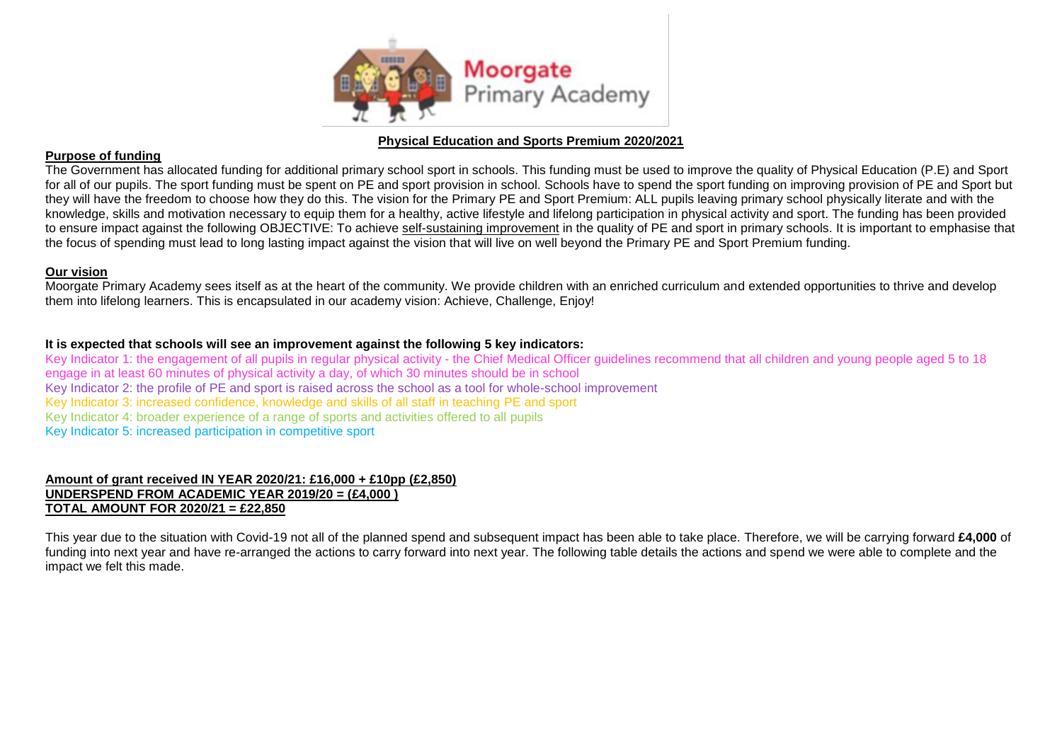Moorgate Primary Academy

**Physical Education and Sports Premium 2020/2021**

**Purpose of funding**

The Government has allocated funding for additional primary school sport in schools. This funding must be used to improve the quality of Physical Education (P.E) and Sport for all of our pupils. The sport funding must be spent on PE and sport provision in school. Schools have to spend the sport funding on improving provision of PE and Sport but they will have the freedom to choose how they do this. The vision for the Primary PE and Sport Premium: ALL pupils leaving primary school physically literate and with the knowledge, skills and motivation necessary to equip them for a healthy, active lifestyle and lifelong participation in physical activity and sport. The funding has been provided to ensure impact against the following OBJECTIVE: To achieve self-sustaining improvement in the quality of PE and sport in primary schools. It is important to emphasise that the focus of spending must lead to long lasting impact against the vision that will live on well beyond the Primary PE and Sport Premium funding.

**Our vision**

Moorgate Primary Academy sees itself as at the heart of the community. We provide children with an enriched curriculum and extended opportunities to thrive and develop them into lifelong learners. This is encapsulated in our academy vision: Achieve, Challenge, Enjoy!

**It is expected that schools will see an improvement against the following 5 key indicators:**

Key Indicator 1: the engagement of all pupils in regular physical activity - the Chief Medical Officer guidelines recommend that all children and young people aged 5 to 18 engage in at least 60 minutes of physical activity a day, of which 30 minutes should be in school
Key Indicator 2: the profile of PE and sport is raised across the school as a tool for whole-school improvement
Key Indicator 3: increased confidence, knowledge and skills of all staff in teaching PE and sport
Key Indicator 4: broader experience of a range of sports and activities offered to all pupils
Key Indicator 5: increased participation in competitive sport

**Amount of grant received IN YEAR 2020/21: £16,000 + £10pp (£2,850)**
**UNDERSPEND FROM ACADEMIC YEAR 2019/20 = (£4,000 )**
**TOTAL AMOUNT FOR 2020/21 = £22,850**

This year due to the situation with Covid-19 not all of the planned spend and subsequent impact has been able to take place. Therefore, we will be carrying forward **£4,000** of funding into next year and have re-arranged the actions to carry forward into next year. The following table details the actions and spend we were able to complete and the impact we felt this made.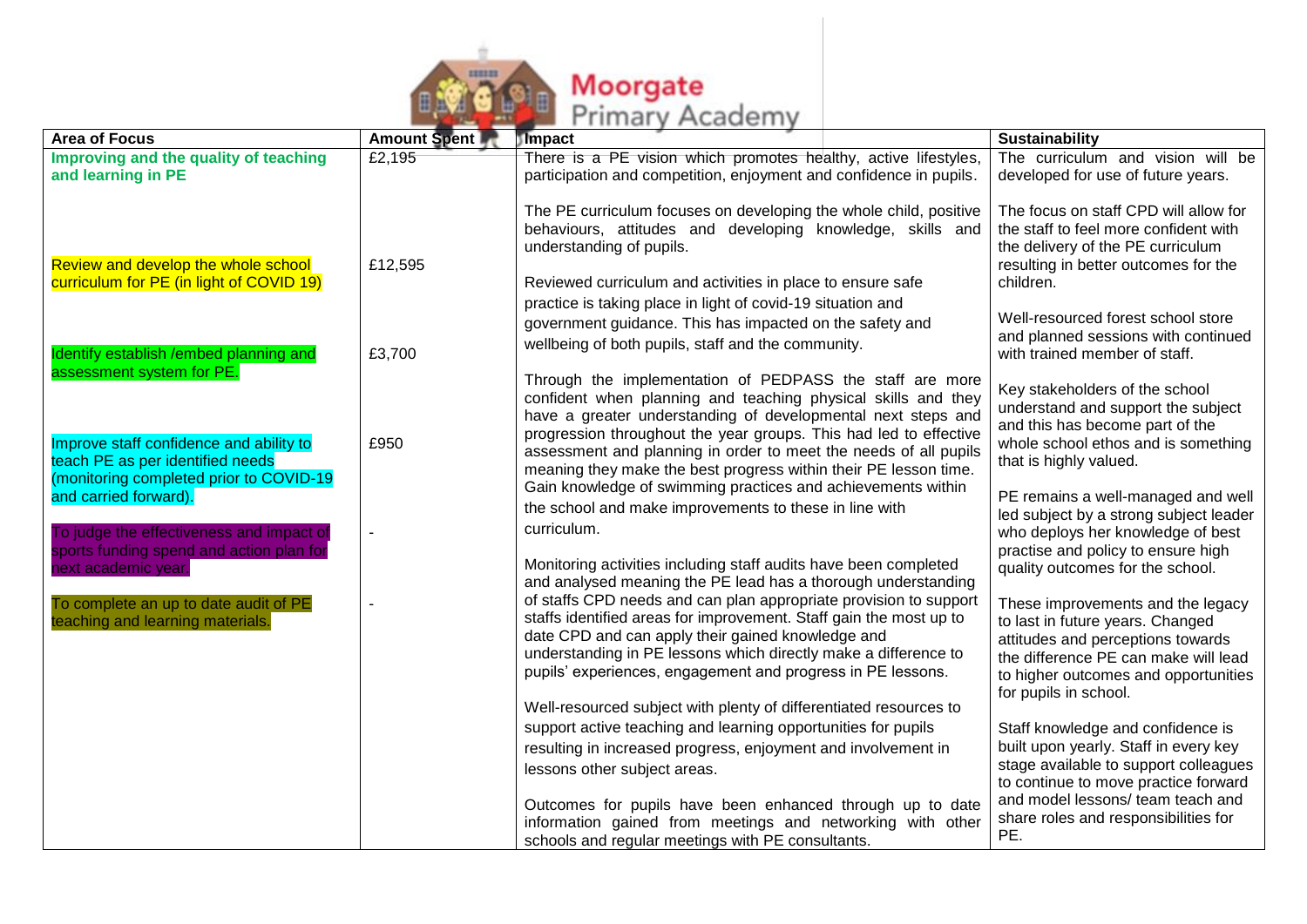| Area of Focus | Amount Spent | Impact | Sustainability |
|---|---|---|---|
| **Improving and the quality of teaching and learning in PE**<br><br>Review and develop the whole school curriculum for PE (in light of COVID 19)<br><br>Identify establish /embed planning and assessment system for PE.<br><br>Improve staff confidence and ability to teach PE as per identified needs (monitoring completed prior to COVID-19 and carried forward).<br><br>To judge the effectiveness and impact of sports funding spend and action plan for next academic year.<br><br>To complete an up to date audit of PE teaching and learning materials. | £2,195<br><br>£12,595<br><br>£3,700<br><br>£950<br><br>-<br><br>- | There is a PE vision which promotes healthy, active lifestyles, participation and competition, enjoyment and confidence in pupils.<br><br>The PE curriculum focuses on developing the whole child, positive behaviours, attitudes and developing knowledge, skills and understanding of pupils.<br><br>Reviewed curriculum and activities in place to ensure safe practice is taking place in light of covid-19 situation and government guidance. This has impacted on the safety and wellbeing of both pupils, staff and the community.<br><br>Through the implementation of PEDPASS the staff are more confident when planning and teaching physical skills and they have a greater understanding of developmental next steps and progression throughout the year groups. This had led to effective assessment and planning in order to meet the needs of all pupils meaning they make the best progress within their PE lesson time. Gain knowledge of swimming practices and achievements within the school and make improvements to these in line with curriculum.<br><br>Monitoring activities including staff audits have been completed and analysed meaning the PE lead has a thorough understanding of staffs CPD needs and can plan appropriate provision to support staffs identified areas for improvement. Staff gain the most up to date CPD and can apply their gained knowledge and understanding in PE lessons which directly make a difference to pupils' experiences, engagement and progress in PE lessons.<br><br>Well-resourced subject with plenty of differentiated resources to support active teaching and learning opportunities for pupils resulting in increased progress, enjoyment and involvement in lessons other subject areas.<br><br>Outcomes for pupils have been enhanced through up to date information gained from meetings and networking with other schools and regular meetings with PE consultants. | The curriculum and vision will be developed for use of future years.<br><br>The focus on staff CPD will allow for the staff to feel more confident with the delivery of the PE curriculum resulting in better outcomes for the children.<br><br>Well-resourced forest school store and planned sessions with continued with trained member of staff.<br><br>Key stakeholders of the school understand and support the subject and this has become part of the whole school ethos and is something that is highly valued.<br><br>PE remains a well-managed and well led subject by a strong subject leader who deploys her knowledge of best practise and policy to ensure high quality outcomes for the school.<br><br>These improvements and the legacy to last in future years. Changed attitudes and perceptions towards the difference PE can make will lead to higher outcomes and opportunities for pupils in school.<br><br>Staff knowledge and confidence is built upon yearly. Staff in every key stage available to support colleagues to continue to move practice forward and model lessons/ team teach and share roles and responsibilities for PE. |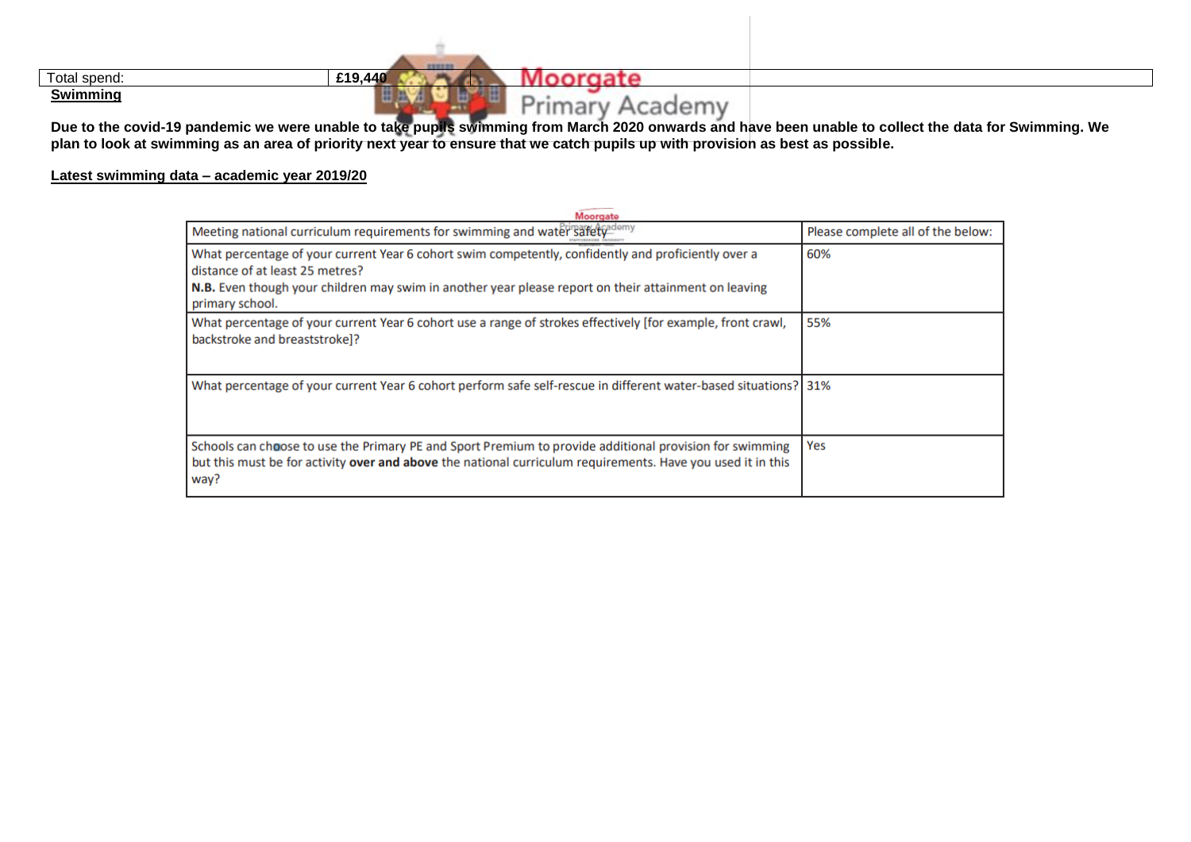| | | |
|---|---|---|
| Total spend: | £19,440 | |

**Swimming**

**Due to the covid-19 pandemic we were unable to take pupils swimming from March 2020 onwards and have been unable to collect the data for Swimming. We plan to look at swimming as an area of priority next year to ensure that we catch pupils up with provision as best as possible.**

**Latest swimming data – academic year 2019/20**

| Meeting national curriculum requirements for swimming and water safety | Please complete all of the below: |
|---|---|
| What percentage of your current Year 6 cohort swim competently, confidently and proficiently over a distance of at least 25 metres? **N.B.** Even though your children may swim in another year please report on their attainment on leaving primary school. | 60% |
| What percentage of your current Year 6 cohort use a range of strokes effectively [for example, front crawl, backstroke and breaststroke]? | 55% |
| What percentage of your current Year 6 cohort perform safe self-rescue in different water-based situations? | 31% |
| Schools can choose to use the Primary PE and Sport Premium to provide additional provision for swimming but this must be for activity **over and above** the national curriculum requirements. Have you used it in this way? | Yes |